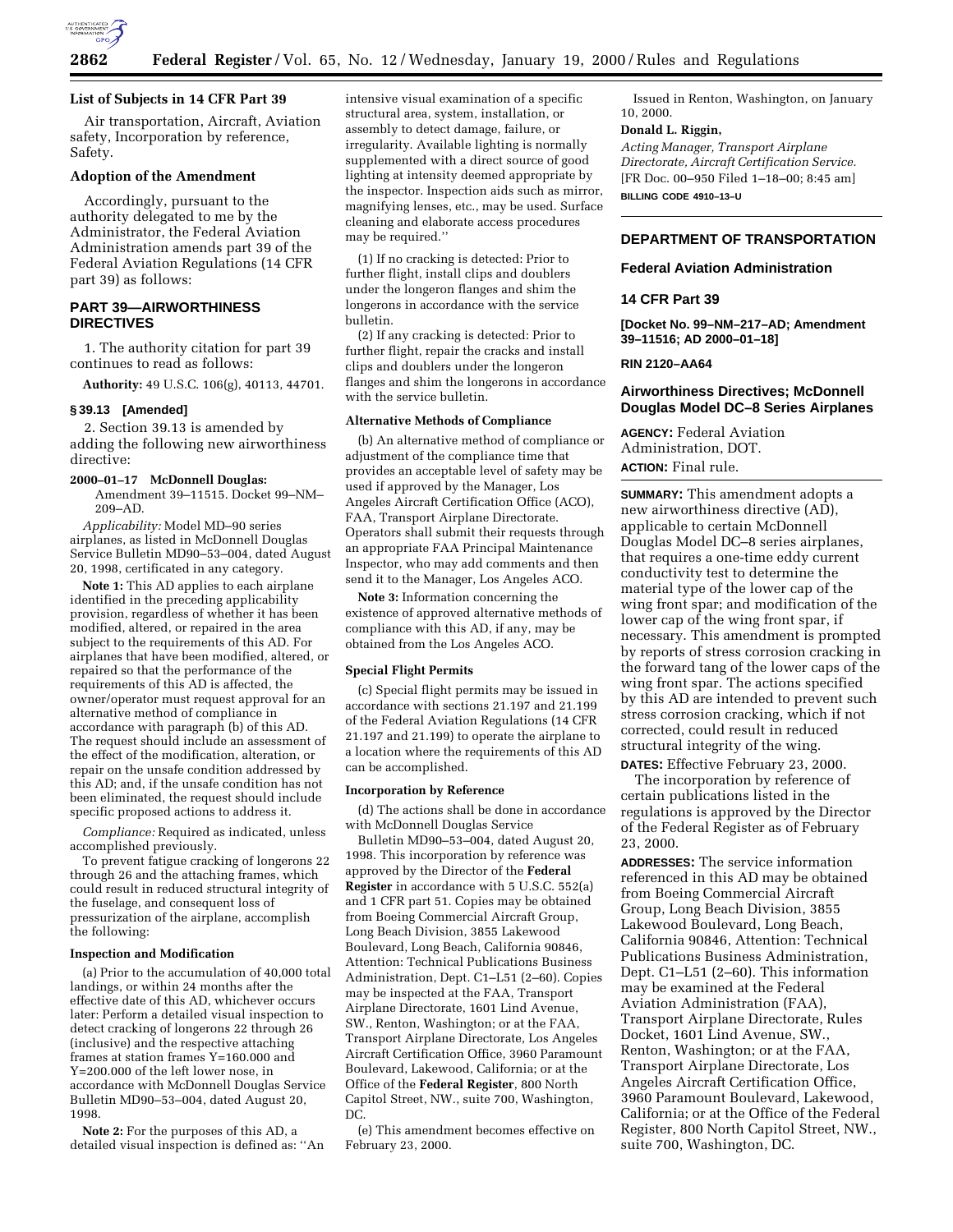### List of Subjects in 14 CFR Part 39

Air transportation, Aircraft, Aviation safety, Incorporation by reference, Safety.

### Adoption of the Amendment

Accordingly, pursuant to the authority delegated to me by the Administrator, the Federal Aviation Administration amends part 39 of the Federal Aviation Regulations (14 CFR part 39) as follows:

## PART 39—AIRWORTHINESS DIRECTIVES

1. The authority citation for part 39 continues to read as follows:

**Authority:** 49 U.S.C. 106(g), 40113, 44701.

### § 39.13 [Amended]

2. Section 39.13 is amended by adding the following new airworthiness directive:

**2000–01–17 McDonnell Douglas:** Amendment 39–11515. Docket 99–NM–209–AD.

*Applicability:* Model MD–90 series airplanes, as listed in McDonnell Douglas Service Bulletin MD90–53–004, dated August 20, 1998, certificated in any category.

**Note 1:** This AD applies to each airplane identified in the preceding applicability provision, regardless of whether it has been modified, altered, or repaired in the area subject to the requirements of this AD. For airplanes that have been modified, altered, or repaired so that the performance of the requirements of this AD is affected, the owner/operator must request approval for an alternative method of compliance in accordance with paragraph (b) of this AD. The request should include an assessment of the effect of the modification, alteration, or repair on the unsafe condition addressed by this AD; and, if the unsafe condition has not been eliminated, the request should include specific proposed actions to address it.

*Compliance:* Required as indicated, unless accomplished previously.

To prevent fatigue cracking of longerons 22 through 26 and the attaching frames, which could result in reduced structural integrity of the fuselage, and consequent loss of pressurization of the airplane, accomplish the following:

#### Inspection and Modification

(a) Prior to the accumulation of 40,000 total landings, or within 24 months after the effective date of this AD, whichever occurs later: Perform a detailed visual inspection to detect cracking of longerons 22 through 26 (inclusive) and the respective attaching frames at station frames Y=160.000 and Y=200.000 of the left lower nose, in accordance with McDonnell Douglas Service Bulletin MD90–53–004, dated August 20, 1998.

**Note 2:** For the purposes of this AD, a detailed visual inspection is defined as: ''An intensive visual examination of a specific structural area, system, installation, or assembly to detect damage, failure, or irregularity. Available lighting is normally supplemented with a direct source of good lighting at intensity deemed appropriate by the inspector. Inspection aids such as mirror, magnifying lenses, etc., may be used. Surface cleaning and elaborate access procedures may be required.''

(1) If no cracking is detected: Prior to further flight, install clips and doublers under the longeron flanges and shim the longerons in accordance with the service bulletin.

(2) If any cracking is detected: Prior to further flight, repair the cracks and install clips and doublers under the longeron flanges and shim the longerons in accordance with the service bulletin.

#### Alternative Methods of Compliance

(b) An alternative method of compliance or adjustment of the compliance time that provides an acceptable level of safety may be used if approved by the Manager, Los Angeles Aircraft Certification Office (ACO), FAA, Transport Airplane Directorate. Operators shall submit their requests through an appropriate FAA Principal Maintenance Inspector, who may add comments and then send it to the Manager, Los Angeles ACO.

**Note 3:** Information concerning the existence of approved alternative methods of compliance with this AD, if any, may be obtained from the Los Angeles ACO.

#### Special Flight Permits

(c) Special flight permits may be issued in accordance with sections 21.197 and 21.199 of the Federal Aviation Regulations (14 CFR 21.197 and 21.199) to operate the airplane to a location where the requirements of this AD can be accomplished.

#### Incorporation by Reference

(d) The actions shall be done in accordance with McDonnell Douglas Service Bulletin MD90–53–004, dated August 20, 1998. This incorporation by reference was approved by the Director of the **Federal Register** in accordance with 5 U.S.C. 552(a) and 1 CFR part 51. Copies may be obtained from Boeing Commercial Aircraft Group, Long Beach Division, 3855 Lakewood Boulevard, Long Beach, California 90846, Attention: Technical Publications Business Administration, Dept. C1–L51 (2–60). Copies may be inspected at the FAA, Transport Airplane Directorate, 1601 Lind Avenue, SW., Renton, Washington; or at the FAA, Transport Airplane Directorate, Los Angeles Aircraft Certification Office, 3960 Paramount Boulevard, Lakewood, California; or at the Office of the **Federal Register**, 800 North Capitol Street, NW., suite 700, Washington, DC.

(e) This amendment becomes effective on February 23, 2000.

Issued in Renton, Washington, on January 10, 2000.

**Donald L. Riggin,**

*Acting Manager, Transport Airplane Directorate, Aircraft Certification Service.*

[FR Doc. 00–950 Filed 1–18–00; 8:45 am]

**BILLING CODE 4910–13–U**

---

## DEPARTMENT OF TRANSPORTATION

## Federal Aviation Administration

## 14 CFR Part 39

**[Docket No. 99–NM–217–AD; Amendment 39–11516; AD 2000–01–18]**

**RIN 2120–AA64**

## Airworthiness Directives; McDonnell Douglas Model DC–8 Series Airplanes

**AGENCY:** Federal Aviation Administration, DOT.

**ACTION:** Final rule.

**SUMMARY:** This amendment adopts a new airworthiness directive (AD), applicable to certain McDonnell Douglas Model DC–8 series airplanes, that requires a one-time eddy current conductivity test to determine the material type of the lower cap of the wing front spar; and modification of the lower cap of the wing front spar, if necessary. This amendment is prompted by reports of stress corrosion cracking in the forward tang of the lower caps of the wing front spar. The actions specified by this AD are intended to prevent such stress corrosion cracking, which if not corrected, could result in reduced structural integrity of the wing.

**DATES:** Effective February 23, 2000.

The incorporation by reference of certain publications listed in the regulations is approved by the Director of the Federal Register as of February 23, 2000.

**ADDRESSES:** The service information referenced in this AD may be obtained from Boeing Commercial Aircraft Group, Long Beach Division, 3855 Lakewood Boulevard, Long Beach, California 90846, Attention: Technical Publications Business Administration, Dept. C1–L51 (2–60). This information may be examined at the Federal Aviation Administration (FAA), Transport Airplane Directorate, Rules Docket, 1601 Lind Avenue, SW., Renton, Washington; or at the FAA, Transport Airplane Directorate, Los Angeles Aircraft Certification Office, 3960 Paramount Boulevard, Lakewood, California; or at the Office of the Federal Register, 800 North Capitol Street, NW., suite 700, Washington, DC.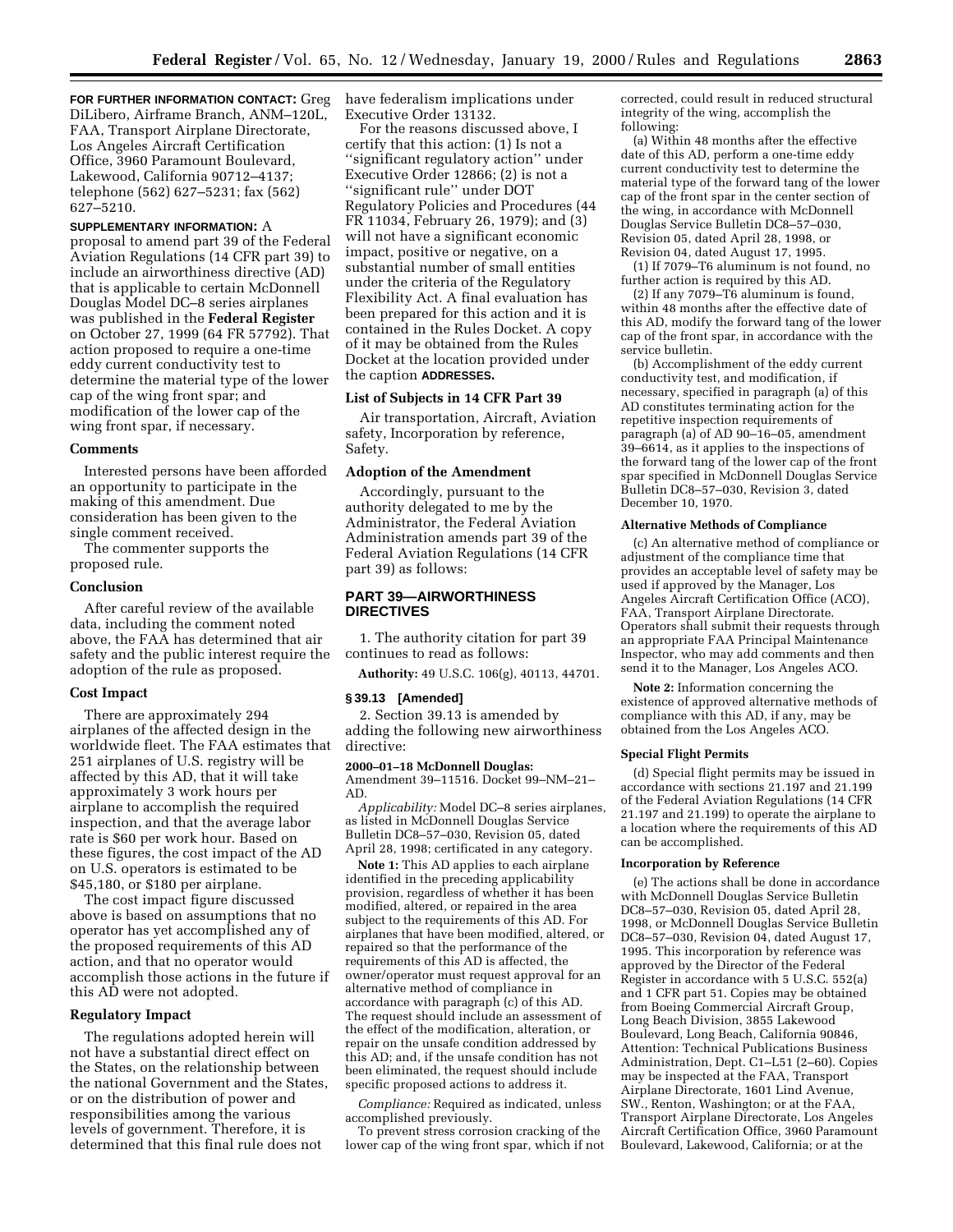**FOR FURTHER INFORMATION CONTACT:** Greg DiLibero, Airframe Branch, ANM–120L, FAA, Transport Airplane Directorate, Los Angeles Aircraft Certification Office, 3960 Paramount Boulevard, Lakewood, California 90712–4137; telephone (562) 627–5231; fax (562) 627–5210.

**SUPPLEMENTARY INFORMATION:** A proposal to amend part 39 of the Federal Aviation Regulations (14 CFR part 39) to include an airworthiness directive (AD) that is applicable to certain McDonnell Douglas Model DC–8 series airplanes was published in the **Federal Register** on October 27, 1999 (64 FR 57792). That action proposed to require a one-time eddy current conductivity test to determine the material type of the lower cap of the wing front spar; and modification of the lower cap of the wing front spar, if necessary.

### Comments

Interested persons have been afforded an opportunity to participate in the making of this amendment. Due consideration has been given to the single comment received.

The commenter supports the proposed rule.

### Conclusion

After careful review of the available data, including the comment noted above, the FAA has determined that air safety and the public interest require the adoption of the rule as proposed.

### Cost Impact

There are approximately 294 airplanes of the affected design in the worldwide fleet. The FAA estimates that 251 airplanes of U.S. registry will be affected by this AD, that it will take approximately 3 work hours per airplane to accomplish the required inspection, and that the average labor rate is $60 per work hour. Based on these figures, the cost impact of the AD on U.S. operators is estimated to be $45,180, or $180 per airplane.

The cost impact figure discussed above is based on assumptions that no operator has yet accomplished any of the proposed requirements of this AD action, and that no operator would accomplish those actions in the future if this AD were not adopted.

### Regulatory Impact

The regulations adopted herein will not have a substantial direct effect on the States, on the relationship between the national Government and the States, or on the distribution of power and responsibilities among the various levels of government. Therefore, it is determined that this final rule does not have federalism implications under Executive Order 13132.

For the reasons discussed above, I certify that this action: (1) Is not a "significant regulatory action" under Executive Order 12866; (2) is not a "significant rule" under DOT Regulatory Policies and Procedures (44 FR 11034, February 26, 1979); and (3) will not have a significant economic impact, positive or negative, on a substantial number of small entities under the criteria of the Regulatory Flexibility Act. A final evaluation has been prepared for this action and it is contained in the Rules Docket. A copy of it may be obtained from the Rules Docket at the location provided under the caption **ADDRESSES.**

### List of Subjects in 14 CFR Part 39

Air transportation, Aircraft, Aviation safety, Incorporation by reference, Safety.

### Adoption of the Amendment

Accordingly, pursuant to the authority delegated to me by the Administrator, the Federal Aviation Administration amends part 39 of the Federal Aviation Regulations (14 CFR part 39) as follows:

## PART 39—AIRWORTHINESS DIRECTIVES

1. The authority citation for part 39 continues to read as follows:

**Authority:** 49 U.S.C. 106(g), 40113, 44701.

### § 39.13 [Amended]

2. Section 39.13 is amended by adding the following new airworthiness directive:

**2000–01–18 McDonnell Douglas:** Amendment 39–11516. Docket 99–NM–21–AD.

*Applicability:* Model DC–8 series airplanes, as listed in McDonnell Douglas Service Bulletin DC8–57–030, Revision 05, dated April 28, 1998; certificated in any category.

**Note 1:** This AD applies to each airplane identified in the preceding applicability provision, regardless of whether it has been modified, altered, or repaired in the area subject to the requirements of this AD. For airplanes that have been modified, altered, or repaired so that the performance of the requirements of this AD is affected, the owner/operator must request approval for an alternative method of compliance in accordance with paragraph (c) of this AD. The request should include an assessment of the effect of the modification, alteration, or repair on the unsafe condition addressed by this AD; and, if the unsafe condition has not been eliminated, the request should include specific proposed actions to address it.

*Compliance:* Required as indicated, unless accomplished previously.

To prevent stress corrosion cracking of the lower cap of the wing front spar, which if not corrected, could result in reduced structural integrity of the wing, accomplish the following:

(a) Within 48 months after the effective date of this AD, perform a one-time eddy current conductivity test to determine the material type of the forward tang of the lower cap of the front spar in the center section of the wing, in accordance with McDonnell Douglas Service Bulletin DC8–57–030, Revision 05, dated April 28, 1998, or Revision 04, dated August 17, 1995.

(1) If 7079–T6 aluminum is not found, no further action is required by this AD.

(2) If any 7079–T6 aluminum is found, within 48 months after the effective date of this AD, modify the forward tang of the lower cap of the front spar, in accordance with the service bulletin.

(b) Accomplishment of the eddy current conductivity test, and modification, if necessary, specified in paragraph (a) of this AD constitutes terminating action for the repetitive inspection requirements of paragraph (a) of AD 90–16–05, amendment 39–6614, as it applies to the inspections of the forward tang of the lower cap of the front spar specified in McDonnell Douglas Service Bulletin DC8–57–030, Revision 3, dated December 10, 1970.

#### Alternative Methods of Compliance

(c) An alternative method of compliance or adjustment of the compliance time that provides an acceptable level of safety may be used if approved by the Manager, Los Angeles Aircraft Certification Office (ACO), FAA, Transport Airplane Directorate. Operators shall submit their requests through an appropriate FAA Principal Maintenance Inspector, who may add comments and then send it to the Manager, Los Angeles ACO.

**Note 2:** Information concerning the existence of approved alternative methods of compliance with this AD, if any, may be obtained from the Los Angeles ACO.

#### Special Flight Permits

(d) Special flight permits may be issued in accordance with sections 21.197 and 21.199 of the Federal Aviation Regulations (14 CFR 21.197 and 21.199) to operate the airplane to a location where the requirements of this AD can be accomplished.

#### Incorporation by Reference

(e) The actions shall be done in accordance with McDonnell Douglas Service Bulletin DC8–57–030, Revision 05, dated April 28, 1998, or McDonnell Douglas Service Bulletin DC8–57–030, Revision 04, dated August 17, 1995. This incorporation by reference was approved by the Director of the Federal Register in accordance with 5 U.S.C. 552(a) and 1 CFR part 51. Copies may be obtained from Boeing Commercial Aircraft Group, Long Beach Division, 3855 Lakewood Boulevard, Long Beach, California 90846, Attention: Technical Publications Business Administration, Dept. C1–L51 (2–60). Copies may be inspected at the FAA, Transport Airplane Directorate, 1601 Lind Avenue, SW., Renton, Washington; or at the FAA, Transport Airplane Directorate, Los Angeles Aircraft Certification Office, 3960 Paramount Boulevard, Lakewood, California; or at the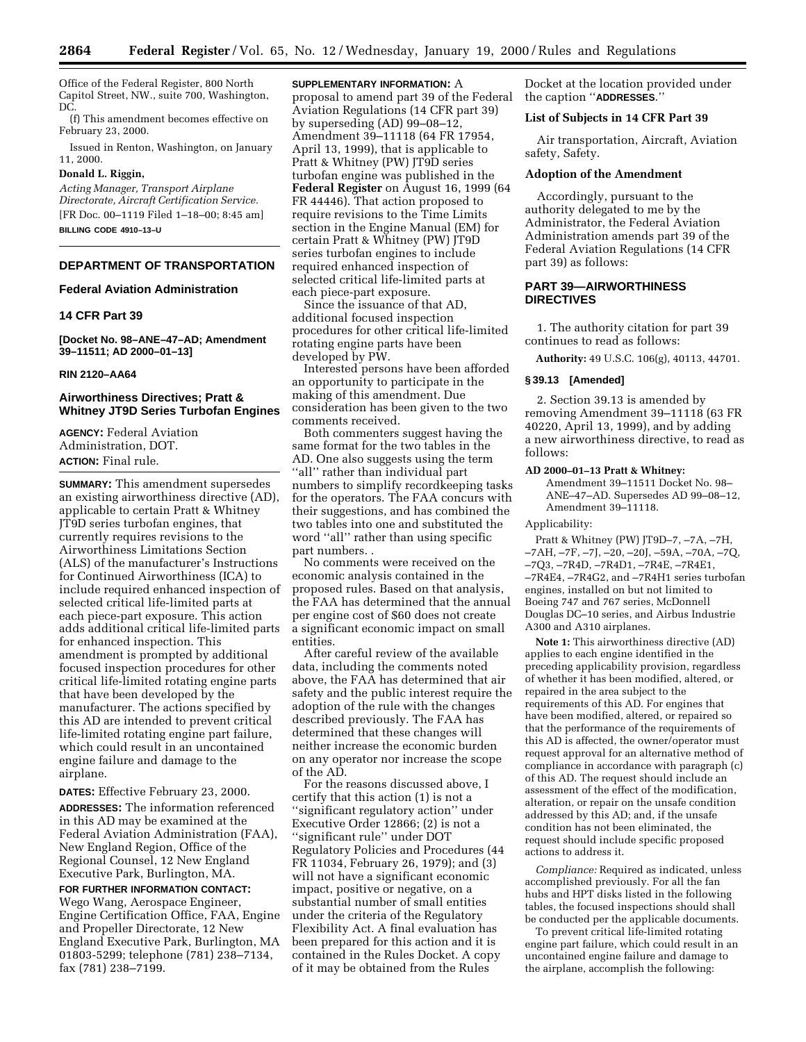Office of the Federal Register, 800 North Capitol Street, NW., suite 700, Washington, DC.

(f) This amendment becomes effective on February 23, 2000.

Issued in Renton, Washington, on January 11, 2000.

**Donald L. Riggin,**

*Acting Manager, Transport Airplane Directorate, Aircraft Certification Service.*

[FR Doc. 00–1119 Filed 1–18–00; 8:45 am]

**BILLING CODE 4910–13–U**

## DEPARTMENT OF TRANSPORTATION

### Federal Aviation Administration

### 14 CFR Part 39

**[Docket No. 98–ANE–47–AD; Amendment 39–11511; AD 2000–01–13]**

**RIN 2120–AA64**

### Airworthiness Directives; Pratt & Whitney JT9D Series Turbofan Engines

**AGENCY:** Federal Aviation Administration, DOT.

**ACTION:** Final rule.

**SUMMARY:** This amendment supersedes an existing airworthiness directive (AD), applicable to certain Pratt & Whitney JT9D series turbofan engines, that currently requires revisions to the Airworthiness Limitations Section (ALS) of the manufacturer's Instructions for Continued Airworthiness (ICA) to include required enhanced inspection of selected critical life-limited parts at each piece-part exposure. This action adds additional critical life-limited parts for enhanced inspection. This amendment is prompted by additional focused inspection procedures for other critical life-limited rotating engine parts that have been developed by the manufacturer. The actions specified by this AD are intended to prevent critical life-limited rotating engine part failure, which could result in an uncontained engine failure and damage to the airplane.

**DATES:** Effective February 23, 2000.

**ADDRESSES:** The information referenced in this AD may be examined at the Federal Aviation Administration (FAA), New England Region, Office of the Regional Counsel, 12 New England Executive Park, Burlington, MA.

**FOR FURTHER INFORMATION CONTACT:** Wego Wang, Aerospace Engineer, Engine Certification Office, FAA, Engine and Propeller Directorate, 12 New England Executive Park, Burlington, MA 01803-5299; telephone (781) 238–7134, fax (781) 238–7199.

**SUPPLEMENTARY INFORMATION:** A proposal to amend part 39 of the Federal Aviation Regulations (14 CFR part 39) by superseding (AD) 99–08–12, Amendment 39–11118 (64 FR 17954, April 13, 1999), that is applicable to Pratt & Whitney (PW) JT9D series turbofan engine was published in the **Federal Register** on August 16, 1999 (64 FR 44446). That action proposed to require revisions to the Time Limits section in the Engine Manual (EM) for certain Pratt & Whitney (PW) JT9D series turbofan engines to include required enhanced inspection of selected critical life-limited parts at each piece-part exposure.

Since the issuance of that AD, additional focused inspection procedures for other critical life-limited rotating engine parts have been developed by PW.

Interested persons have been afforded an opportunity to participate in the making of this amendment. Due consideration has been given to the two comments received.

Both commenters suggest having the same format for the two tables in the AD. One also suggests using the term ''all'' rather than individual part numbers to simplify recordkeeping tasks for the operators. The FAA concurs with their suggestions, and has combined the two tables into one and substituted the word ''all'' rather than using specific part numbers. .

No comments were received on the economic analysis contained in the proposed rules. Based on that analysis, the FAA has determined that the annual per engine cost of $60 does not create a significant economic impact on small entities.

After careful review of the available data, including the comments noted above, the FAA has determined that air safety and the public interest require the adoption of the rule with the changes described previously. The FAA has determined that these changes will neither increase the economic burden on any operator nor increase the scope of the AD.

For the reasons discussed above, I certify that this action (1) is not a ''significant regulatory action'' under Executive Order 12866; (2) is not a ''significant rule'' under DOT Regulatory Policies and Procedures (44 FR 11034, February 26, 1979); and (3) will not have a significant economic impact, positive or negative, on a substantial number of small entities under the criteria of the Regulatory Flexibility Act. A final evaluation has been prepared for this action and it is contained in the Rules Docket. A copy of it may be obtained from the Rules Docket at the location provided under the caption ''**ADDRESSES**.''

### List of Subjects in 14 CFR Part 39

Air transportation, Aircraft, Aviation safety, Safety.

### Adoption of the Amendment

Accordingly, pursuant to the authority delegated to me by the Administrator, the Federal Aviation Administration amends part 39 of the Federal Aviation Regulations (14 CFR part 39) as follows:

## PART 39—AIRWORTHINESS DIRECTIVES

1. The authority citation for part 39 continues to read as follows:

**Authority:** 49 U.S.C. 106(g), 40113, 44701.

**§ 39.13 [Amended]**

2. Section 39.13 is amended by removing Amendment 39–11118 (63 FR 40220, April 13, 1999), and by adding a new airworthiness directive, to read as follows:

**AD 2000–01–13 Pratt & Whitney:** Amendment 39–11511 Docket No. 98–ANE–47–AD. Supersedes AD 99–08–12, Amendment 39–11118.

Applicability:

Pratt & Whitney (PW) JT9D–7, –7A, –7H, –7AH, –7F, –7J, –20, –20J, –59A, –70A, –7Q, –7Q3, –7R4D, –7R4D1, –7R4E, –7R4E1, –7R4E4, –7R4G2, and –7R4H1 series turbofan engines, installed on but not limited to Boeing 747 and 767 series, McDonnell Douglas DC–10 series, and Airbus Industrie A300 and A310 airplanes.

**Note 1:** This airworthiness directive (AD) applies to each engine identified in the preceding applicability provision, regardless of whether it has been modified, altered, or repaired in the area subject to the requirements of this AD. For engines that have been modified, altered, or repaired so that the performance of the requirements of this AD is affected, the owner/operator must request approval for an alternative method of compliance in accordance with paragraph (c) of this AD. The request should include an assessment of the effect of the modification, alteration, or repair on the unsafe condition addressed by this AD; and, if the unsafe condition has not been eliminated, the request should include specific proposed actions to address it.

*Compliance:* Required as indicated, unless accomplished previously. For all the fan hubs and HPT disks listed in the following tables, the focused inspections should shall be conducted per the applicable documents.

To prevent critical life-limited rotating engine part failure, which could result in an uncontained engine failure and damage to the airplane, accomplish the following: